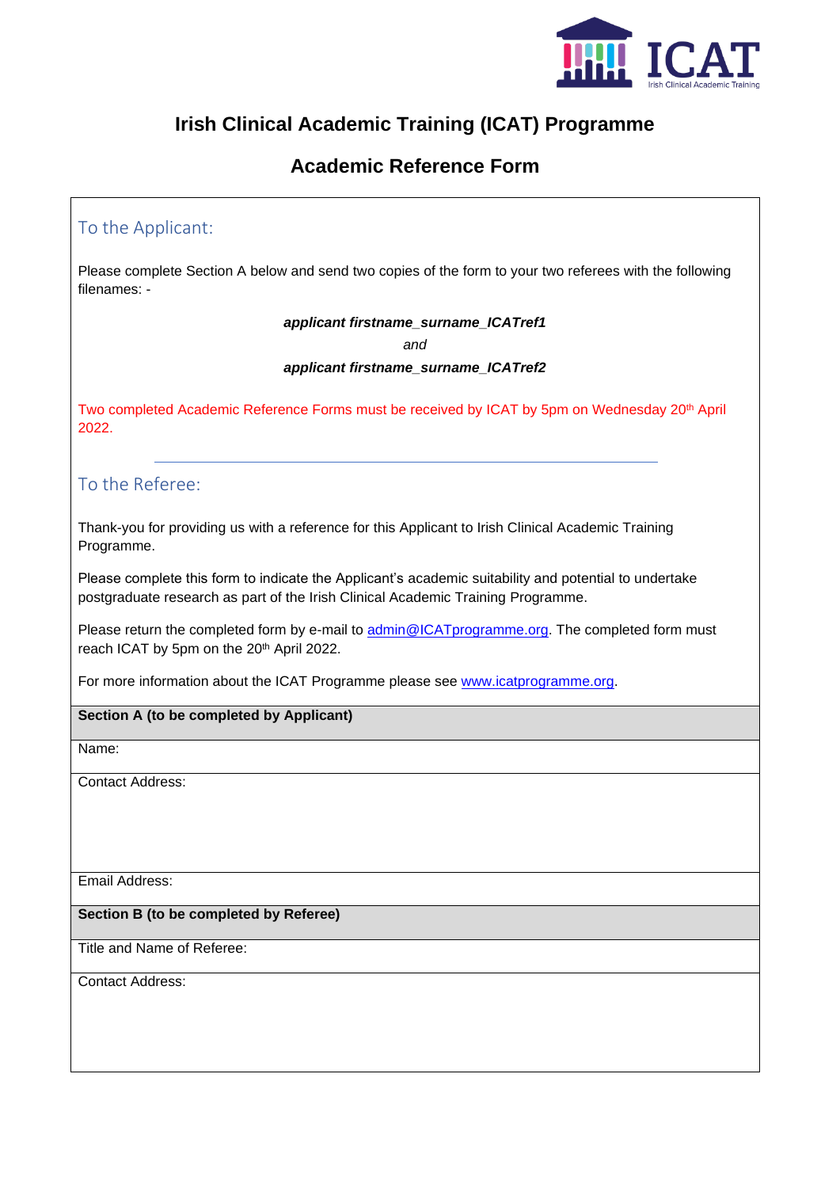# Irish Clinical Academic Training (ICAT) Programme

## Academic Reference Form

### To the Applicant:

Please complete Section A below and send two copies of the form to your two referees with the following filenames: -

***applicant firstname_surname_ICATref1***

*and*

***applicant firstname_surname_ICATref2***

Two completed Academic Reference Forms must be received by ICAT by 5pm on Wednesday 20th April 2022.

---

### To the Referee:

Thank-you for providing us with a reference for this Applicant to Irish Clinical Academic Training Programme.

Please complete this form to indicate the Applicant's academic suitability and potential to undertake postgraduate research as part of the Irish Clinical Academic Training Programme.

Please return the completed form by e-mail to admin@ICATprogramme.org. The completed form must reach ICAT by 5pm on the 20th April 2022.

For more information about the ICAT Programme please see www.icatprogramme.org.

| **Section A (to be completed by Applicant)** |
| --- |
| Name: |
| Contact Address: |
| Email Address: |

| **Section B (to be completed by Referee)** |
| --- |
| Title and Name of Referee: |
| Contact Address: |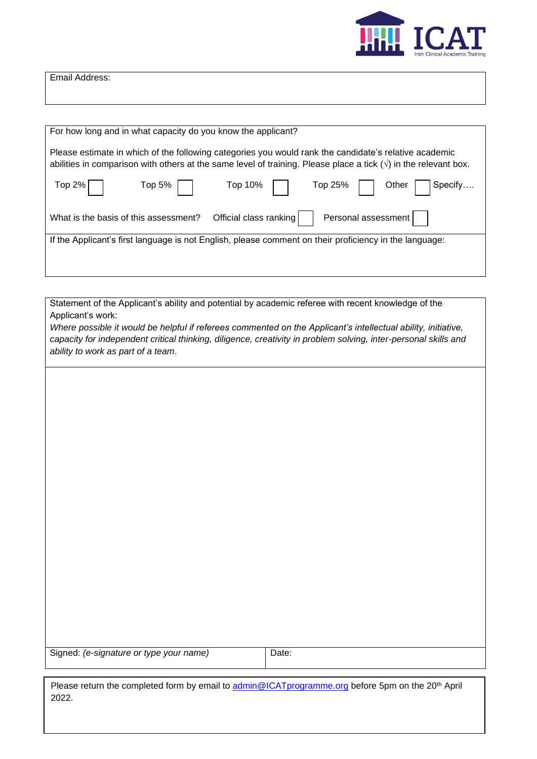Email Address:

For how long and in what capacity do you know the applicant?

Please estimate in which of the following categories you would rank the candidate's relative academic abilities in comparison with others at the same level of training. Please place a tick (√) in the relevant box.

Top 2% ☐ Top 5% ☐ Top 10% ☐ Top 25% ☐ Other ☐ Specify….

What is the basis of this assessment? Official class ranking ☐ Personal assessment ☐

If the Applicant's first language is not English, please comment on their proficiency in the language:

Statement of the Applicant's ability and potential by academic referee with recent knowledge of the Applicant's work:

*Where possible it would be helpful if referees commented on the Applicant's intellectual ability, initiative, capacity for independent critical thinking, diligence, creativity in problem solving, inter-personal skills and ability to work as part of a team*.

| | |
|---|---|
| Signed: *(e-signature or type your name)* | Date: |

Please return the completed form by email to admin@ICATprogramme.org before 5pm on the 20th April 2022.